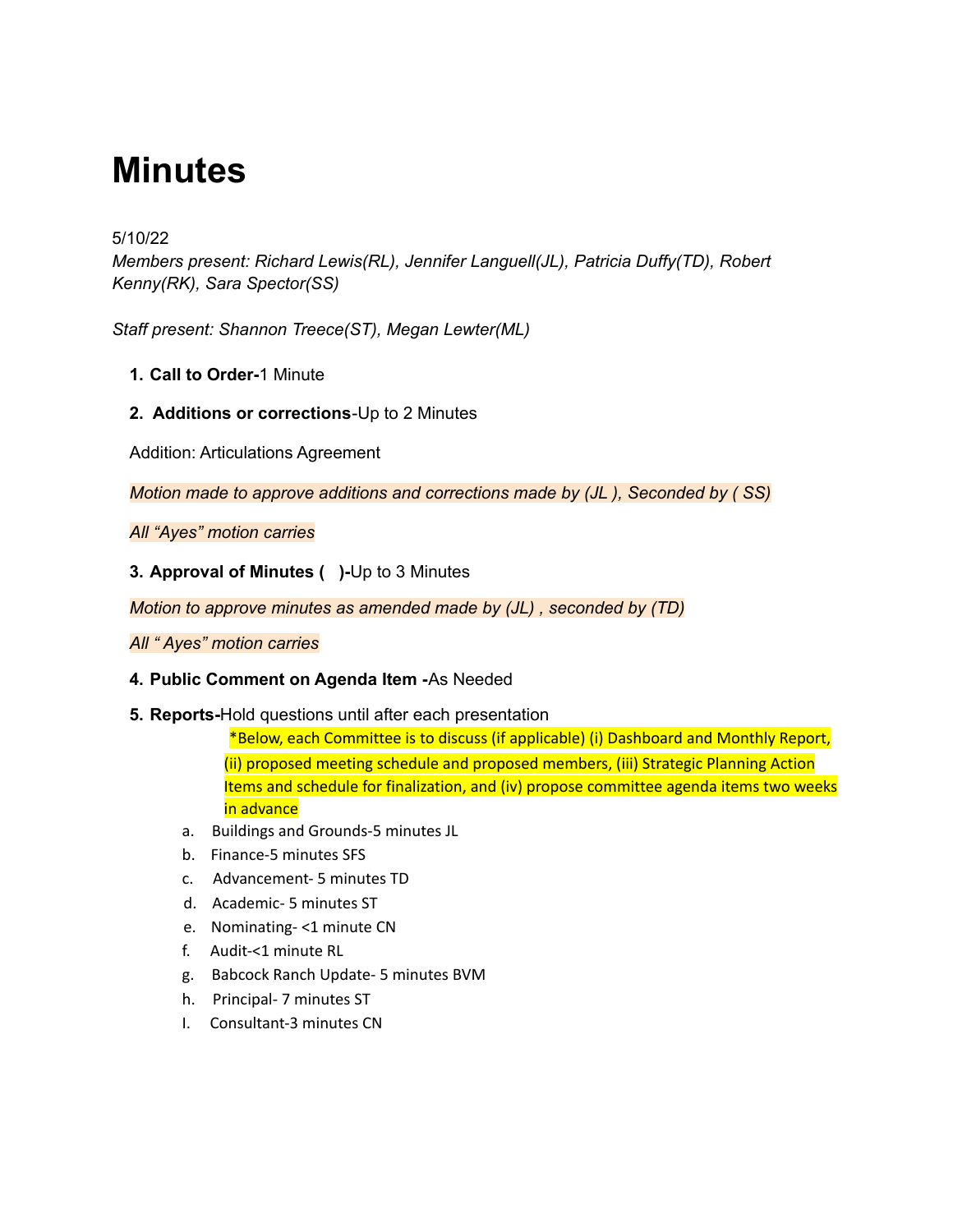# Minutes

5/10/22

*Members present: Richard Lewis(RL), Jennifer Languell(JL), Patricia Duffy(TD), Robert Kenny(RK), Sara Spector(SS)*

*Staff present: Shannon Treece(ST), Megan Lewter(ML)*

1. **Call to Order-**1 Minute

2. **Additions or corrections**-Up to 2 Minutes

   Addition: Articulations Agreement

   *Motion made to approve additions and corrections made by (JL ), Seconded by ( SS)*

   *All "Ayes" motion carries*

3. **Approval of Minutes (   )-**Up to 3 Minutes

   *Motion to approve minutes as amended made by (JL) , seconded by (TD)*

   *All " Ayes" motion carries*

4. **Public Comment on Agenda Item -**As Needed

5. **Reports-**Hold questions until after each presentation

   *Below, each Committee is to discuss (if applicable) (i) Dashboard and Monthly Report, (ii) proposed meeting schedule and proposed members, (iii) Strategic Planning Action Items and schedule for finalization, and (iv) propose committee agenda items two weeks in advance

   a. Buildings and Grounds-5 minutes JL
   b. Finance-5 minutes SFS
   c. Advancement- 5 minutes TD
   d. Academic- 5 minutes ST
   e. Nominating- <1 minute CN
   f. Audit-<1 minute RL
   g. Babcock Ranch Update- 5 minutes BVM
   h. Principal- 7 minutes ST
   I. Consultant-3 minutes CN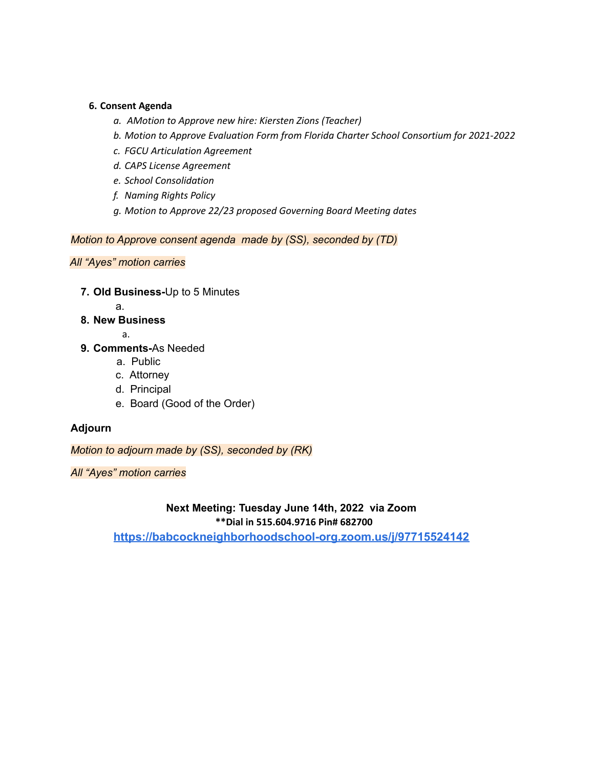**6. Consent Agenda**

a. *AMotion to Approve new hire: Kiersten Zions (Teacher)*
b. *Motion to Approve Evaluation Form from Florida Charter School Consortium for 2021-2022*
c. *FGCU Articulation Agreement*
d. *CAPS License Agreement*
e. *School Consolidation*
f. *Naming Rights Policy*
g. *Motion to Approve 22/23 proposed Governing Board Meeting dates*

*Motion to Approve consent agenda made by (SS), seconded by (TD)*

*All "Ayes" motion carries*

**7. Old Business-**Up to 5 Minutes

a.

**8. New Business**

a.

**9. Comments-**As Needed

a. Public
c. Attorney
d. Principal
e. Board (Good of the Order)

**Adjourn**

*Motion to adjourn made by (SS), seconded by (RK)*

*All "Ayes" motion carries*

**Next Meeting: Tuesday June 14th, 2022 via Zoom**

**\*\*Dial in 515.604.9716 Pin# 682700**

**https://babcockneighborhoodschool-org.zoom.us/j/97715524142**